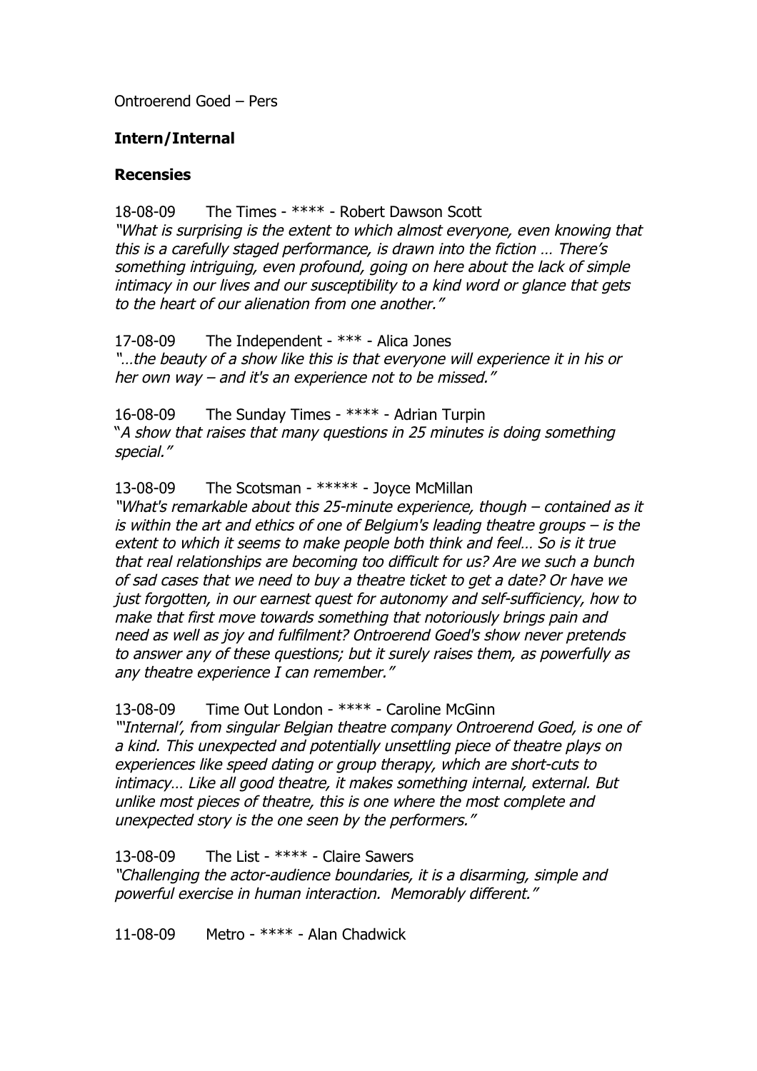Ontroerend Goed – Pers

**Intern/Internal**

**Recensies**

18-08-09 The Times - **** - Robert Dawson Scott
*"What is surprising is the extent to which almost everyone, even knowing that this is a carefully staged performance, is drawn into the fiction … There's something intriguing, even profound, going on here about the lack of simple intimacy in our lives and our susceptibility to a kind word or glance that gets to the heart of our alienation from one another."*

17-08-09 The Independent - *** - Alica Jones
*"…the beauty of a show like this is that everyone will experience it in his or her own way – and it's an experience not to be missed."*

16-08-09 The Sunday Times - **** - Adrian Turpin
"*A show that raises that many questions in 25 minutes is doing something special."*

13-08-09 The Scotsman - ***** - Joyce McMillan
*"What's remarkable about this 25-minute experience, though – contained as it is within the art and ethics of one of Belgium's leading theatre groups – is the extent to which it seems to make people both think and feel… So is it true that real relationships are becoming too difficult for us? Are we such a bunch of sad cases that we need to buy a theatre ticket to get a date? Or have we just forgotten, in our earnest quest for autonomy and self-sufficiency, how to make that first move towards something that notoriously brings pain and need as well as joy and fulfilment? Ontroerend Goed's show never pretends to answer any of these questions; but it surely raises them, as powerfully as any theatre experience I can remember."*

13-08-09 Time Out London - **** - Caroline McGinn
*"'Internal', from singular Belgian theatre company Ontroerend Goed, is one of a kind. This unexpected and potentially unsettling piece of theatre plays on experiences like speed dating or group therapy, which are short-cuts to intimacy… Like all good theatre, it makes something internal, external. But unlike most pieces of theatre, this is one where the most complete and unexpected story is the one seen by the performers."*

13-08-09 The List - **** - Claire Sawers
*"Challenging the actor-audience boundaries, it is a disarming, simple and powerful exercise in human interaction. Memorably different."*

11-08-09 Metro - **** - Alan Chadwick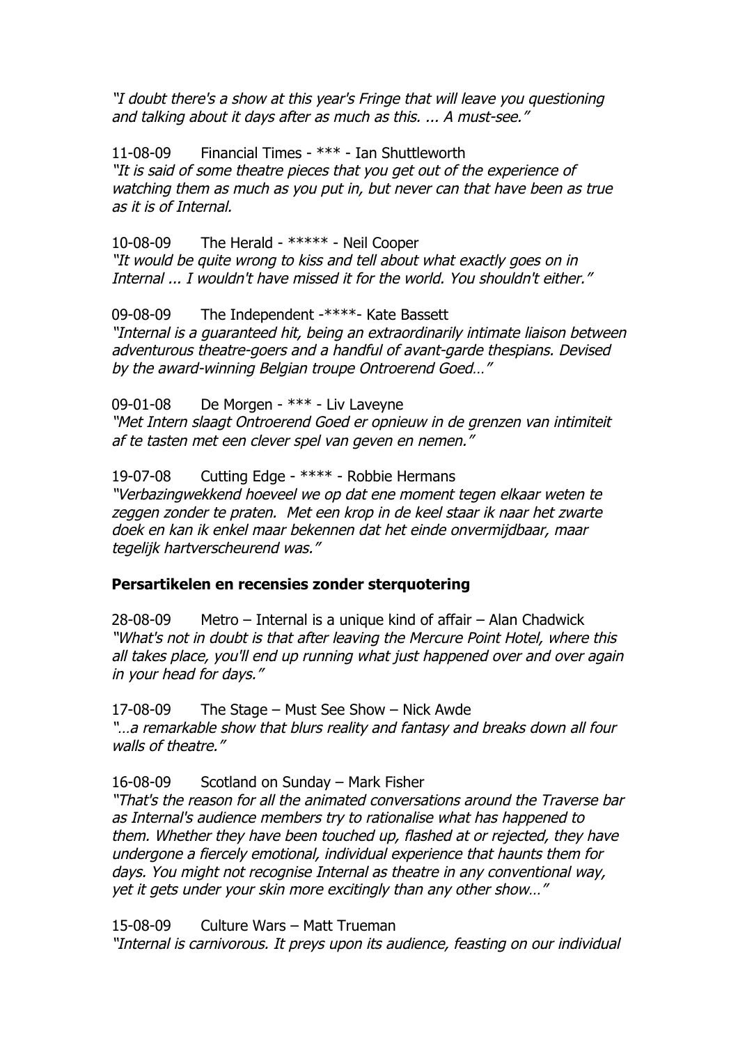*"I doubt there's a show at this year's Fringe that will leave you questioning and talking about it days after as much as this. ... A must-see."*

11-08-09 Financial Times - *** - Ian Shuttleworth
*"It is said of some theatre pieces that you get out of the experience of watching them as much as you put in, but never can that have been as true as it is of Internal.*

10-08-09 The Herald - ***** - Neil Cooper
*"It would be quite wrong to kiss and tell about what exactly goes on in Internal ... I wouldn't have missed it for the world. You shouldn't either."*

09-08-09 The Independent -****- Kate Bassett
*"Internal is a guaranteed hit, being an extraordinarily intimate liaison between adventurous theatre-goers and a handful of avant-garde thespians. Devised by the award-winning Belgian troupe Ontroerend Goed…"*

09-01-08 De Morgen - *** - Liv Laveyne
*"Met Intern slaagt Ontroerend Goed er opnieuw in de grenzen van intimiteit af te tasten met een clever spel van geven en nemen."*

19-07-08 Cutting Edge - **** - Robbie Hermans
*"Verbazingwekkend hoeveel we op dat ene moment tegen elkaar weten te zeggen zonder te praten. Met een krop in de keel staar ik naar het zwarte doek en kan ik enkel maar bekennen dat het einde onvermijdbaar, maar tegelijk hartverscheurend was."*

**Persartikelen en recensies zonder sterquotering**

28-08-09 Metro – Internal is a unique kind of affair – Alan Chadwick
*"What's not in doubt is that after leaving the Mercure Point Hotel, where this all takes place, you'll end up running what just happened over and over again in your head for days."*

17-08-09 The Stage – Must See Show – Nick Awde
*"…a remarkable show that blurs reality and fantasy and breaks down all four walls of theatre."*

16-08-09 Scotland on Sunday – Mark Fisher
*"That's the reason for all the animated conversations around the Traverse bar as Internal's audience members try to rationalise what has happened to them. Whether they have been touched up, flashed at or rejected, they have undergone a fiercely emotional, individual experience that haunts them for days. You might not recognise Internal as theatre in any conventional way, yet it gets under your skin more excitingly than any other show…"*

15-08-09 Culture Wars – Matt Trueman
*"Internal is carnivorous. It preys upon its audience, feasting on our individual*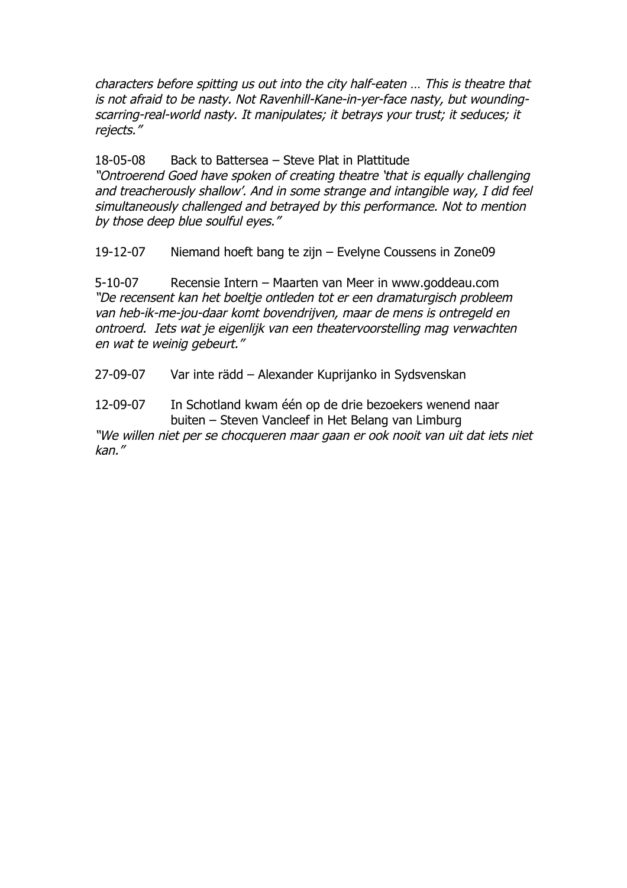*characters before spitting us out into the city half-eaten … This is theatre that is not afraid to be nasty. Not Ravenhill-Kane-in-yer-face nasty, but wounding-scarring-real-world nasty. It manipulates; it betrays your trust; it seduces; it rejects."*

18-05-08 Back to Battersea – Steve Plat in Plattitude
*"Ontroerend Goed have spoken of creating theatre 'that is equally challenging and treacherously shallow'. And in some strange and intangible way, I did feel simultaneously challenged and betrayed by this performance. Not to mention by those deep blue soulful eyes."*

19-12-07 Niemand hoeft bang te zijn – Evelyne Coussens in Zone09

5-10-07 Recensie Intern – Maarten van Meer in www.goddeau.com
*"De recensent kan het boeltje ontleden tot er een dramaturgisch probleem van heb-ik-me-jou-daar komt bovendrijven, maar de mens is ontregeld en ontroerd. Iets wat je eigenlijk van een theatervoorstelling mag verwachten en wat te weinig gebeurt."*

27-09-07 Var inte rädd – Alexander Kuprijanko in Sydsvenskan

12-09-07 In Schotland kwam één op de drie bezoekers wenend naar buiten – Steven Vancleef in Het Belang van Limburg
*"We willen niet per se chocqueren maar gaan er ook nooit van uit dat iets niet kan."*